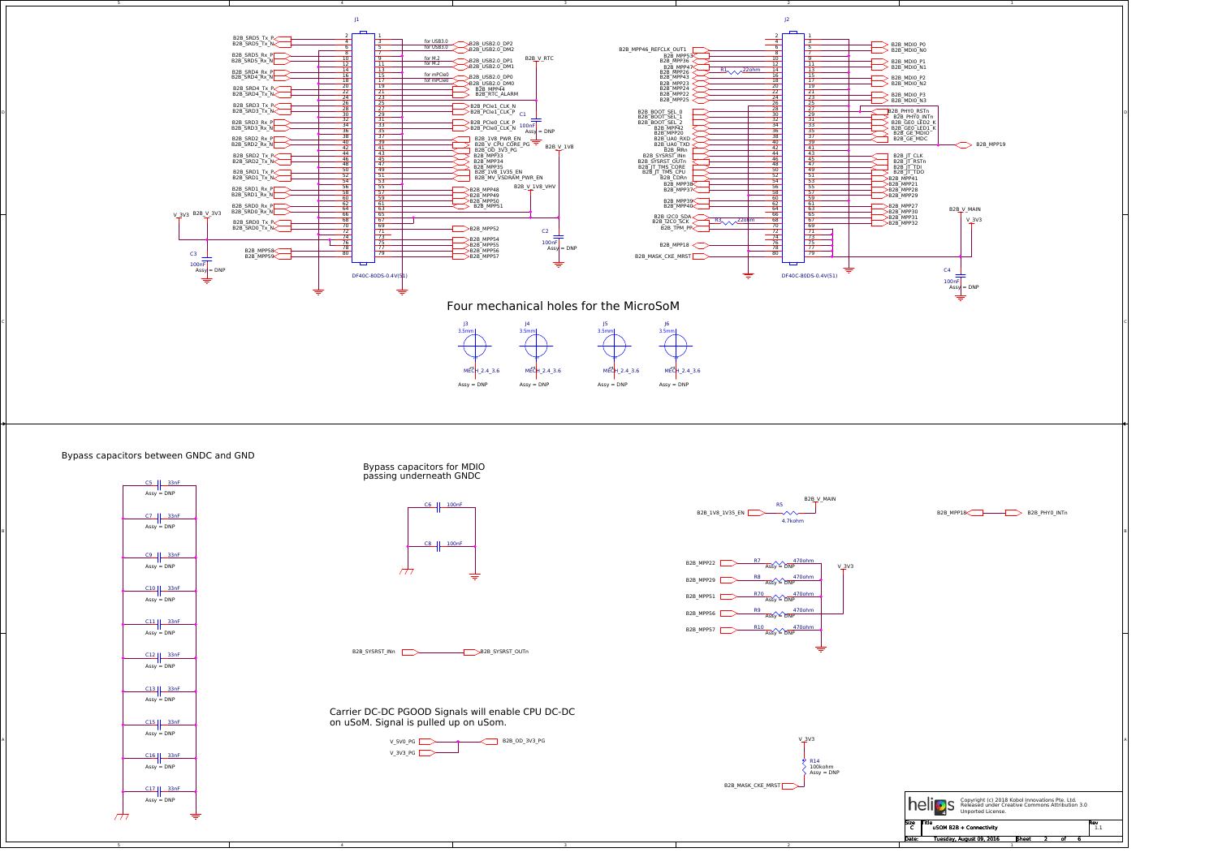J1

DF40C-80DS-0.4V(51)

J2

DF40C-80DS-0.4V(51)

## Four mechanical holes for the MicroSoM

J3 3.5mm MECH_2.4_3.6 Assy = DNP

J4 3.5mm MECH_2.4_3.6 Assy = DNP

J5 3.5mm MECH_2.4_3.6 Assy = DNP

J6 3.5mm MECH_2.4_3.6 Assy = DNP

## Bypass capacitors between GNDC and GND

C5 33nF Assy = DNP

C7 33nF Assy = DNP

C9 33nF Assy = DNP

C10 33nF Assy = DNP

C11 33nF Assy = DNP

C12 33nF Assy = DNP

C13 33nF Assy = DNP

C15 33nF Assy = DNP

C16 33nF Assy = DNP

C17 33nF Assy = DNP

## Bypass capacitors for MDIO passing underneath GNDC

C6 100nF

C8 100nF

B2B_SYSRST_INn → B2B_SYSRST_OUTn

## Carrier DC-DC PGOOD Signals will enable CPU DC-DC on uSoM. Signal is pulled up on uSoM.

V_5V0_PG, V_3V3_PG → B2B_OD_3V3_PG

B2B_1V8_1V35_EN — R5 4.7kohm — B2B_V_MAIN

B2B_MPP22 — R7 470ohm Assy = DNP

B2B_MPP29 — R8 470ohm Assy = DNP

B2B_MPP51 — R70 470ohm Assy = DNP

B2B_MPP56 — R9 470ohm Assy = DNP

B2B_MPP57 — R10 470ohm Assy = DNP

V_3V3

B2B_MASK_CKE_MRST — R14 100kohm Assy = DNP — V_3V3

B2B_MPP18 → B2B_PHY0_INTn

Copyright (c) 2018 Kobol Innovations Pte. Ltd. Released under Creative Commons Attribution 3.0 Unported License.

| Size | Title | Rev |
|---|---|---|
| C | uSOM B2B + Connectivity | 1.1 |
| Date: | Tuesday, August 09, 2016 | Sheet 2 of 6 |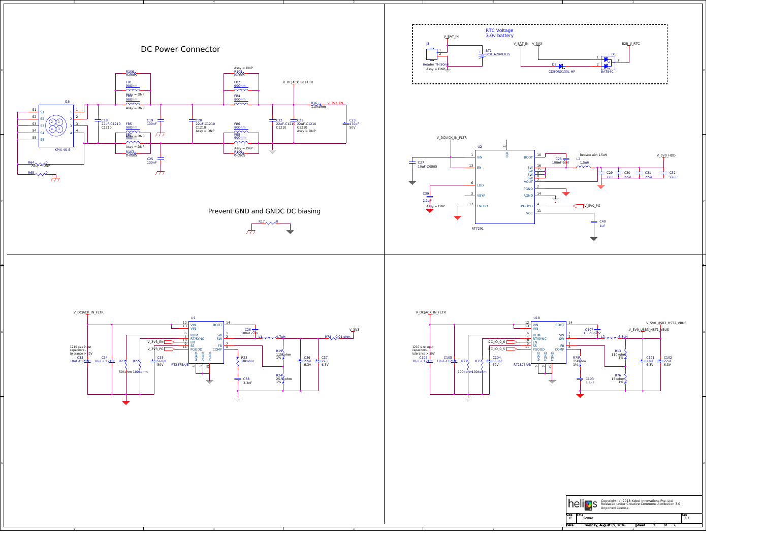## DC Power Connector

J16 KPJX-4S-S

S1, S2, S3, S4, S5

R106 0-0805
FB1 90Ohm
FB3 90Ohm Assy = DNP
Assy = DNP
C18 22uF-C1210 C1210
C19 100nF
FB5 90Ohm
FB7 90Ohm Assy = DNP
Assy = DNP
R107 0-0805
C25 100nF
C20 22uF-C1210 C1210 Assy = DNP
Assy = DNP
R108 0-0805
FB2 90Ohm
FB4 90Ohm
FB6 90Ohm
FB8 90Ohm
Assy = DNP
R109 0-0805
C22 22uF-C1210 C1210
C21 22uF-C1210 C1210 Assy = DNP
V_DCJACK_IN_FLTR
R16 110kohm
V_3V3_EN
C23 470pF 50V
R64 0 Assy = DNP
R65 0

## Prevent GND and GNDC DC biasing

R17 0

## RTC Voltage 3.0v battery

J8 Header TH 50mil Assy = DNP
V_BAT_IN
BT1 SCR1620VE01S
V_BAT_IN V_3V3
D2 CDBQR0130L-HF
D1 BAT54C
B2B_V_RTC

## U2 RT7291

V_DCJACK_IN_FLTR
C27 10uF-C0805
VIN, EN, LDO, VBYP, ENLDO, CLK, BOOT, SW, SW, SW, SW, VOUT, PGND, AGND, PGOOD, VCC
C39 2.2uF Assy = DNP
C28 100nF-50V
Replace with 1.5uH
L2 1.5uH
C29 22uF
C30 22uF
C31 22uF
C32 22uF
V_5V0_HDD
V_5V0_PG
C40 1uF

## U1 RT2875A/B

V_DCJACK_IN_FLTR
1210 size input capacitors - tolerance > 30V
C33 10uF-C1210
C34 10uF-C1210
R21 50kohm
R22 100kohm
V_3V3_EN
V_3V3_PG
C35 560pF 50V
VIN, VIN, RLIM, RT/SYNC, EN, SS, PGOOD, AGND, PGND, PGND, BOOT, SW, SW, FB, COMP
C26 100nF-50V
L1 4.7uH
R74 0.01 ohm
V_3V3
R23 10kohm
C38 3.3nF
R19 115kohm 1%
R24 25.5kohm 1%
C36 22uF 6.3V
C37 22uF 6.3V

## U18 RT2875A/B

V_DCJACK_IN_FLTR
1210 size input capacitors - tolerance > 30V
C106 10uF-C1210
C105 10uF-C1210
R77 100kohm
R79 100kohm
I2C_IO_0_6
I2C_IO_0_5
C104 560pF 50V
C107 100nF-50V
L7 6.8uH
V_5V0_USB3_HST2_VBUS
V_5V0_USB3_HST1_VBUS
R78 15kohm 1%
C103 3.3nF
R13 110kohm 1%
R76 15kohm 1%
C101 22uF 6.3V
C102 22uF 6.3V

helios — Copyright (c) 2018 Kobol Innovations Pte. Ltd. Released under Creative Commons Attribution 3.0 Unported License.

| Size | Title | Rev |
|---|---|---|
| C | Power | 1.1 |

Date: Tuesday, August 09, 2016 — Sheet 3 of 6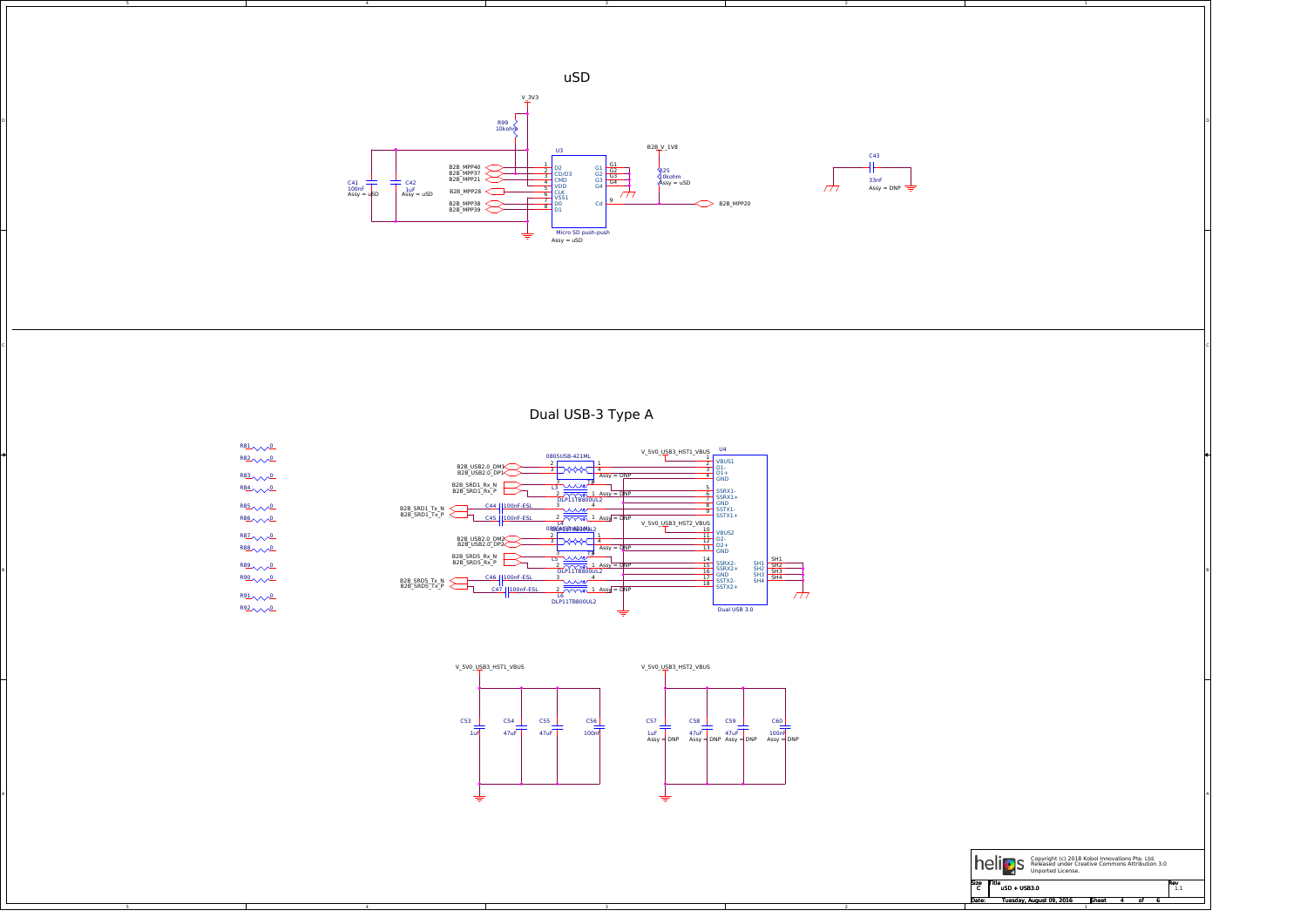# uSD

V_3V3

R99
10kohm

U3

| Pin | Name |
|---|---|
| 1 | D2 |
| 2 | CD/D3 |
| 3 | CMD |
| 4 | VDD |
| 5 | CLK |
| 6 | VSS1 |
| 7 | D0 |
| 8 | D1 |
| G1 | G1 |
| G2 | G2 |
| G3 | G3 |
| G4 | G4 |
| 9 | Cd |

B2B_MPP40
B2B_MPP37
B2B_MPP21
B2B_MPP28
B2B_MPP38
B2B_MPP39

C41
100nF
Assy = uSD

C42
1uF
Assy = uSD

Micro SD push-push
Assy = uSD

B2B_V_1V8

R25
10kohm
Assy = uSD

B2B_MPP20

C43
33nF
Assy = DNP

# Dual USB-3 Type A

R81 0
R82 0
R83 0
R84 0
R85 0
R86 0
R87 0
R88 0
R89 0
R90 0
R91 0
R92 0

0805USB-421ML

B2B_USB2.0_DM1
B2B_USB2.0_DP1
B2B_SRD1_Rx_N
B2B_SRD1_Rx_P
B2B_SRD1_Tx_N
B2B_SRD1_Tx_P

C44 100nF-ESL
C45 100nF-ESL

L3 DLP11TB800UL2
L4 DLP11TB800UL2

Assy = DNP

0805USB-421ML

B2B_USB2.0_DM2
B2B_USB2.0_DP2
B2B_SRD5_Rx_N
B2B_SRD5_Rx_P
B2B_SRD5_Tx_N
B2B_SRD5_Tx_P

C46 100nF-ESL
C47 100nF-ESL

L5 DLP11TB800UL2
L6 DLP11TB800UL2

V_5V0_USB3_HST1_VBUS
V_5V0_USB3_HST2_VBUS

U4

| Pin | Name |
|---|---|
| 1 | VBUS1 |
| 2 | D1- |
| 3 | D1+ |
| 4 | GND |
| 5 | SSRX1- |
| 6 | SSRX1+ |
| 7 | GND |
| 8 | SSTX1- |
| 9 | SSTX1+ |
| 10 | VBUS2 |
| 11 | D2- |
| 12 | D2+ |
| 13 | GND |
| 14 | SSRX2- |
| 15 | SSRX2+ |
| 16 | GND |
| 17 | SSTX2- |
| 18 | SSTX2+ |
| SH1 | SH1 |
| SH2 | SH2 |
| SH3 | SH3 |
| SH4 | SH4 |

Dual USB 3.0

V_5V0_USB3_HST1_VBUS

C53 1uF
C54 47uF
C55 47uF
C56 100nF

V_5V0_USB3_HST2_VBUS

C57 1uF Assy = DNP
C58 47uF Assy = DNP
C59 47uF Assy = DNP
C60 100nF Assy = DNP

helios

Copyright (c) 2016 Kobol Innovations Pte. Ltd.
Released under Creative Commons Attribution 3.0 Unported License.

| Size | Title | Rev |
|---|---|---|
| C | uSD + USB3.0 | 1.1 |

Date: Tuesday, August 09, 2016 Sheet 4 of 6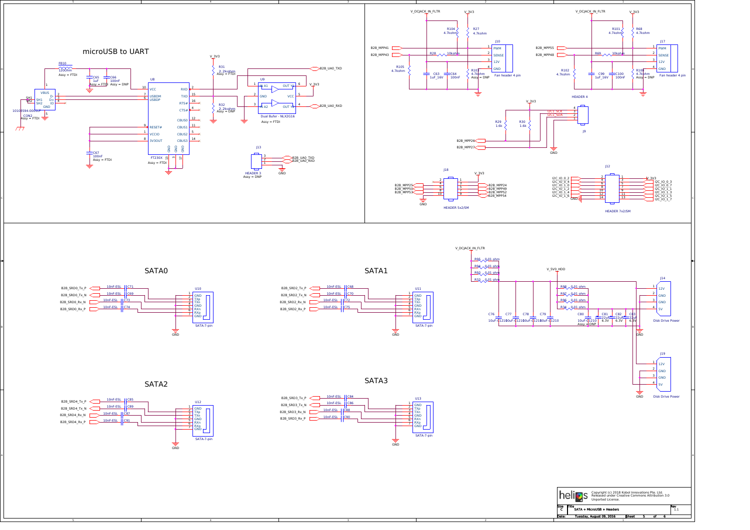## microUSB to UART

FB10
120Ohm
Assy = FTDI

C65
1uF
Assy = FTDI

C66
100nF
Assy = DNP

VBUS
D-
D+
ID
GND
SH1
SH2

10103594-0001LF
CON2
Assy = FTDI

U8

| Pin | Name | Name | Pin |
|---|---|---|---|
| 10 | VCC | RXD | 2 |
| 7 | USBDM | TXD | 15 |
| 6 | USBDP | RTS# | 16 |
| | | CTS# | 4 |
| | | CBUS0 | 12 |
| 9 | RESET# | CBUS1 | 11 |
| 1 | VCCIO | CBUS2 | 5 |
| 8 | 3V3OUT | CBUS3 | 14 |

GND 13 3 17

FT230X
Assy = FTDI

C67
100nF
Assy = FTDI

V_3V3

R31
2.2kohm
Assy = FTDI

R32
2.2kohm
Assy = DNP

U9
IN A1 — OUT Y1
GND — VCC
IN A2 — OUT Y2

Dual Bufer - NLX2G16
Assy = FTDI

B2B_UA0_TXD
B2B_UA0_RXD

J13
HEADER 3
Assy = DNP

B2B_UA0_TXD
B2B_UA0_RXD
GND

V_DCJACK_IN_FLTR
V_3V3

R104
4.7kohm

R27
4.7kohm

J10
1 PWM
2 SENSE
3 12V
4 GND

Fan header 4 pin

B2B_MPP41
B2B_MPP43

R28 10kohm

R105
4.7kohm

C63
1uF_16V

C64
100nF

R103
4.7kohm
Assy = DNP

V_DCJACK_IN_FLTR
V_3V3

R101
4.7kohm

R68
4.7kohm

J17
1 PWM
2 SENSE
3 12V
4 GND

Fan header 4 pin

B2B_MPP55
B2B_MPP48

R69 10kohm

R102
4.7kohm

C99
1uF_16V

C100
100nF

R100
4.7kohm
Assy = DNP

HEADER 4

V_3V3

I2C1_SCK
I2C1_SDA

R29
1.6k

R30
1.6k

J9

B2B_MPP26
B2B_MPP27

GND

J18

V_3V3

B2B_MPP25
B2B_MPP50
B2B_MPP53

B2B_MPP24
B2B_MPP49
B2B_MPP52
B2B_MPP54

GND

HEADER 5x2/SM

J12

I2C_IO_0_2
I2C_IO_0_4
I2C_IO_1_0
I2C_IO_1_2
I2C_IO_1_4
I2C_IO_1_6
GND

V_3V3
I2C_IO_0_3
I2C_IO_0_7
I2C_IO_1_1
I2C_IO_1_3
I2C_IO_1_5
I2C_IO_1_7

HEADER 7x2/SM

## SATA0

B2B_SRD0_Tx_P — 10nF-ESL C71
B2B_SRD0_Tx_N — 10nF-ESL C69
B2B_SRD0_Rx_N — 10nF-ESL C73
B2B_SRD0_Rx_P — 10nF-ESL C74

U10
1 GND
2 TXp
3 TXn
4 GND
5 RXn
6 RXp
7 GND

SATA-7-pin

## SATA1

B2B_SRD2_Tx_P — 10nF-ESL C68
B2B_SRD2_Tx_N — 10nF-ESL C70
B2B_SRD2_Rx_N — 10nF-ESL C72
B2B_SRD2_Rx_P — 10nF-ESL C75

U11
SATA-7-pin

## SATA2

B2B_SRD4_Tx_P — 10nF-ESL C85
B2B_SRD4_Tx_N — 10nF-ESL C89
B2B_SRD4_Rx_N — 10nF-ESL C87
B2B_SRD4_Rx_P — 10nF-ESL C91

U12
SATA-7-pin

## SATA3

B2B_SRD3_Tx_P — 10nF-ESL C84
B2B_SRD3_Tx_N — 10nF-ESL C86
B2B_SRD3_Rx_N — 10nF-ESL C88
B2B_SRD3_Rx_P — 10nF-ESL C90

U13
SATA-7-pin

V_DCJACK_IN_FLTR

R95 0.01 ohm
R94 0.01 ohm
R93 0.01 ohm
R33 0.01 ohm

V_5V0_HDD

R98 0.01 ohm
R97 0.01 ohm
R96 0.01 ohm
R34 0.01 ohm

C76 10uF-01210
C77 10uF-01210
C78 10uF-01210
C79 10uF-01210
C80 10uF-01210 Assy = DNP
C81 22uF 6.3V
C82 22uF 6.3V
C83 22uF 6.3V

J14
1 12V
2 GND
3 GND
4 5V

Disk Drive Power

J19
1 12V
2 GND
3 GND
4 5V

Disk Drive Power

Copyright (c) 2018 Kobol Innovations Pte. Ltd.
Released under Creative Commons Attribution 3.0 Unported License.

| Size | Title | Rev |
|---|---|---|
| C | SATA + MicroUSB + Headers | 1.1 |
| Date: | Tuesday, August 09, 2016 | Sheet 5 of 6 |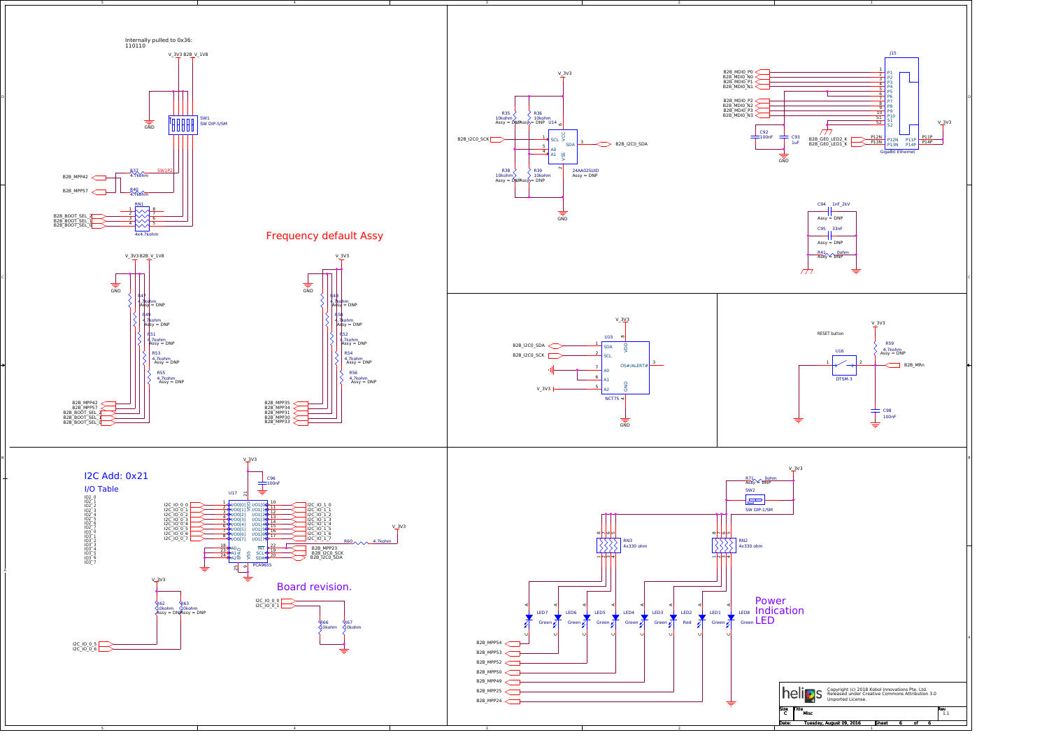Internally pulled to 0x36:
110110

V_3V3 B2B_V_1V8

SW1
SW DIP-5/SM

GND

R37 SW1P2
4.7kohm
B2B_MPP42

R40
4.7kohm
B2B_MPP57

RN1
B2B_BOOT_SEL_2
B2B_BOOT_SEL_1
B2B_BOOT_SEL_0
4x4.7kohm

Frequency default Assy

V_3V3 B2B_V_1V8

GND

R47
4.7kohm
Assy = DNP

R49
4.7kohm
Assy = DNP

R51
4.7kohm
Assy = DNP

R53
4.7kohm
Assy = DNP

R55
4.7kohm
Assy = DNP

B2B_MPP42
B2B_MPP57
B2B_BOOT_SEL_2
B2B_BOOT_SEL_1
B2B_BOOT_SEL_0

V_3V3

GND

R48
4.7kohm
Assy = DNP

R50
4.7kohm
Assy = DNP

R52
4.7kohm
Assy = DNP

R54
4.7kohm
Assy = DNP

R56
4.7kohm
Assy = DNP

B2B_MPP35
B2B_MPP34
B2B_MPP31
B2B_MPP30
B2B_MPP33

V_3V3

R35
10kohm
Assy = DNP

R36
10kohm
Assy = DNP

U14

B2B_I2C0_SCK
SCL
SDA
A0
A1
VCC
VSS
B2B_I2C0_SDA

R38
10kohm
Assy = DNP

R39
10kohm
Assy = DNP

24AA025UID
Assy = DNP

GND

J15

B2B_MDIO_P0
B2B_MDIO_N0
B2B_MDIO_P1
B2B_MDIO_N1
B2B_MDIO_P2
B2B_MDIO_N2
B2B_MDIO_P3
B2B_MDIO_N3

P1 P2 P3 P4 P5 P6 P7 P8 P9 P10 S1 S2

C92
100nF

C93
1uF

GND

B2B_GE0_LED2_K
B2B_GE0_LED1_K
P12N P13N P12N P13N P11P P14P P11P P14P

V_3V3

GigaBit Ethernet

C94 1nF_2kV
Assy = DNP

C95 33nF
Assy = DNP

R41 0ohm
Assy = DNP

V_3V3

U15

B2B_I2C0_SDA
B2B_I2C0_SCK
SDA
SCL
A0
A1
A2
VDD
OS#/ALERT#
GND
V_3V3
NCT75

GND

RESET button

V_3V3

R59
4.7kohm
Assy = DNP

U16
DTSM-3

B2B_MRn

C98
100nF

I2C Add: 0x21

I/O Table

IO2_0
IO2_1
IO2_2
IO2_3
IO2_4
IO2_5
IO2_6
IO2_7
IO3_0
IO3_1
IO3_2
IO3_3
IO3_4
IO3_5
IO3_6
IO3_7

V_3V3

C96
100nF

U17

I2C_IO_0_0
I2C_IO_0_1
I2C_IO_0_2
I2C_IO_0_3
I2C_IO_0_4
I2C_IO_0_5
I2C_IO_0_6
I2C_IO_0_7

I2C_IO_1_0
I2C_IO_1_1
I2C_IO_1_2
I2C_IO_1_3
I2C_IO_1_4
I2C_IO_1_5
I2C_IO_1_6
I2C_IO_1_7

INT
SCL
SDA

B2B_MPP23
B2B_I2C0_SCK
B2B_I2C0_SDA

R60 4.7kohm

V_3V3

PCA9655

Board revision.

V_3V3

R62
10kohm
Assy = DNP

R63
10kohm
Assy = DNP

I2C_IO_0_0
I2C_IO_0_1

R66
10kohm

R67
10kohm

I2C_IO_0_5
I2C_IO_0_6

V_3V3

R71 0ohm
Assy = DNP

SW2
SW DIP-1/SM

RN3
4x330 ohm

RN2
4x330 ohm

LED7 Green
LED6 Green
LED5 Green
LED4 Green
LED3 Green
LED2 Red
LED1 Green
LED8 Green

Power Indication LED

B2B_MPP54
B2B_MPP53
B2B_MPP52
B2B_MPP50
B2B_MPP49
B2B_MPP25
B2B_MPP24

helios

Copyright (c) 2018 Kobol Innovations Pte. Ltd.
Released under Creative Commons Attribution 3.0 Unported License.

| Size | Title | Rev |
|---|---|---|
| C | Misc | 1.1 |
| Date: Tuesday, August 09, 2016 | Sheet 6 of 6 | |